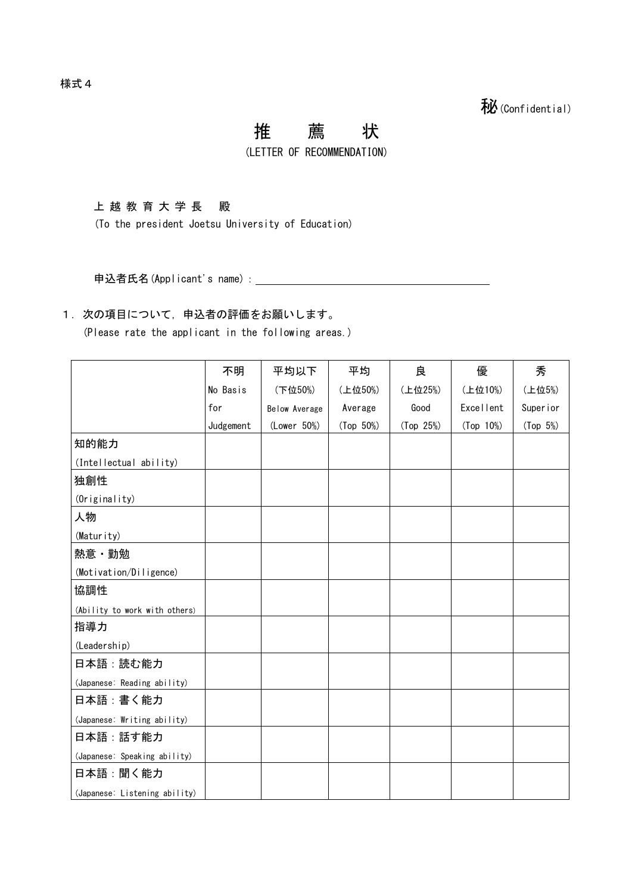様式４

秘(Confidential)

# 推　薦　状

(LETTER OF RECOMMENDATION)

上越教育大学長　殿

(To the president Joetsu University of Education)

申込者氏名(Applicant's name)：＿＿＿＿＿＿＿＿＿＿＿＿＿＿＿＿＿＿＿＿

１．次の項目について，申込者の評価をお願いします。

(Please rate the applicant in the following areas.)

| | 不明 No Basis for Judgement | 平均以下 (下位50%) Below Average (Lower 50%) | 平均 (上位50%) Average (Top 50%) | 良 (上位25%) Good (Top 25%) | 優 (上位10%) Excellent (Top 10%) | 秀 (上位5%) Superior (Top 5%) |
|---|---|---|---|---|---|---|
| 知的能力 (Intellectual ability) | | | | | | |
| 独創性 (Originality) | | | | | | |
| 人物 (Maturity) | | | | | | |
| 熱意・勤勉 (Motivation/Diligence) | | | | | | |
| 協調性 (Ability to work with others) | | | | | | |
| 指導力 (Leadership) | | | | | | |
| 日本語：読む能力 (Japanese: Reading ability) | | | | | | |
| 日本語：書く能力 (Japanese: Writing ability) | | | | | | |
| 日本語：話す能力 (Japanese: Speaking ability) | | | | | | |
| 日本語：聞く能力 (Japanese: Listening ability) | | | | | | |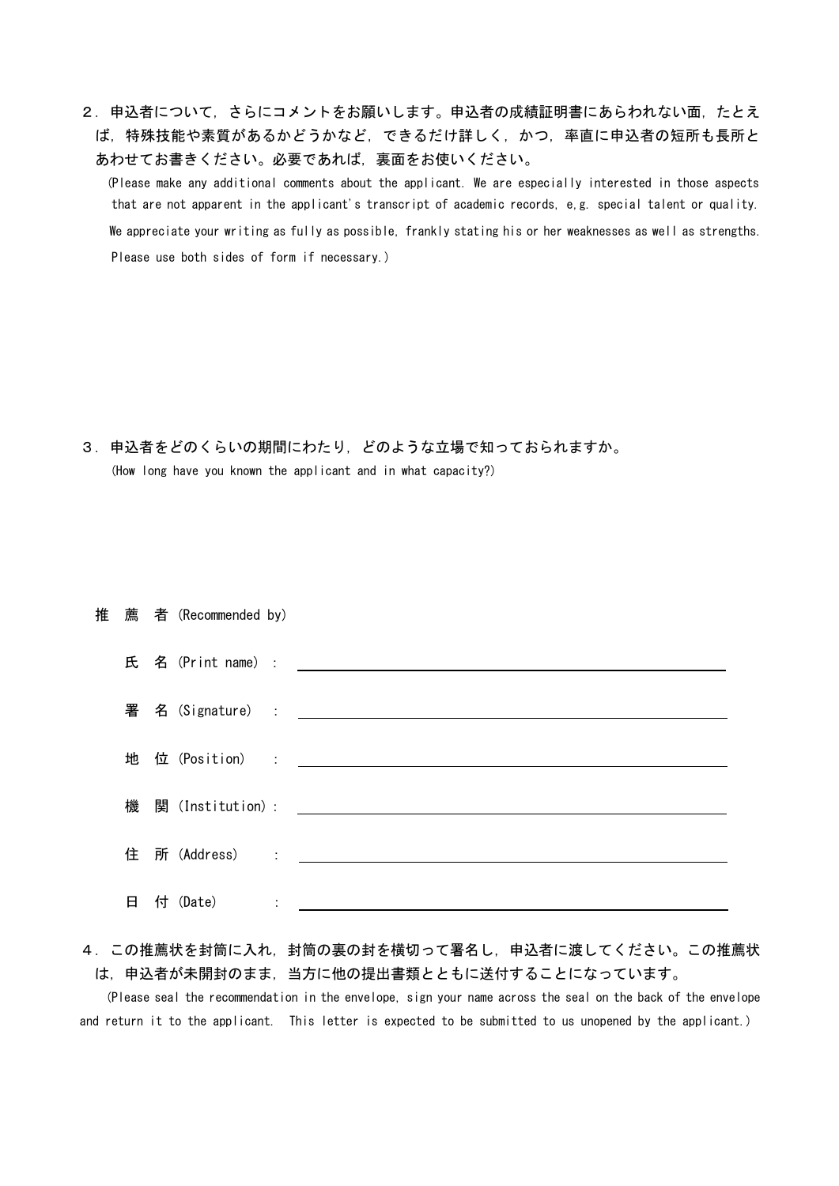２．申込者について，さらにコメントをお願いします。申込者の成績証明書にあらわれない面，たとえば，特殊技能や素質があるかどうかなど，できるだけ詳しく，かつ，率直に申込者の短所も長所とあわせてお書きください。必要であれば，裏面をお使いください。

(Please make any additional comments about the applicant. We are especially interested in those aspects that are not apparent in the applicant's transcript of academic records, e,g. special talent or quality. We appreciate your writing as fully as possible, frankly stating his or her weaknesses as well as strengths. Please use both sides of form if necessary.)

３．申込者をどのくらいの期間にわたり，どのような立場で知っておられますか。

(How long have you known the applicant and in what capacity?)

推 薦 者 (Recommended by)

氏 名 (Print name) : ______________________________

署 名 (Signature) : ______________________________

地 位 (Position) : ______________________________

機 関 (Institution) : ______________________________

住 所 (Address) : ______________________________

日 付 (Date) : ______________________________

４．この推薦状を封筒に入れ，封筒の裏の封を横切って署名し，申込者に渡してください。この推薦状は，申込者が未開封のまま，当方に他の提出書類とともに送付することになっています。

(Please seal the recommendation in the envelope, sign your name across the seal on the back of the envelope and return it to the applicant. This letter is expected to be submitted to us unopened by the applicant.)